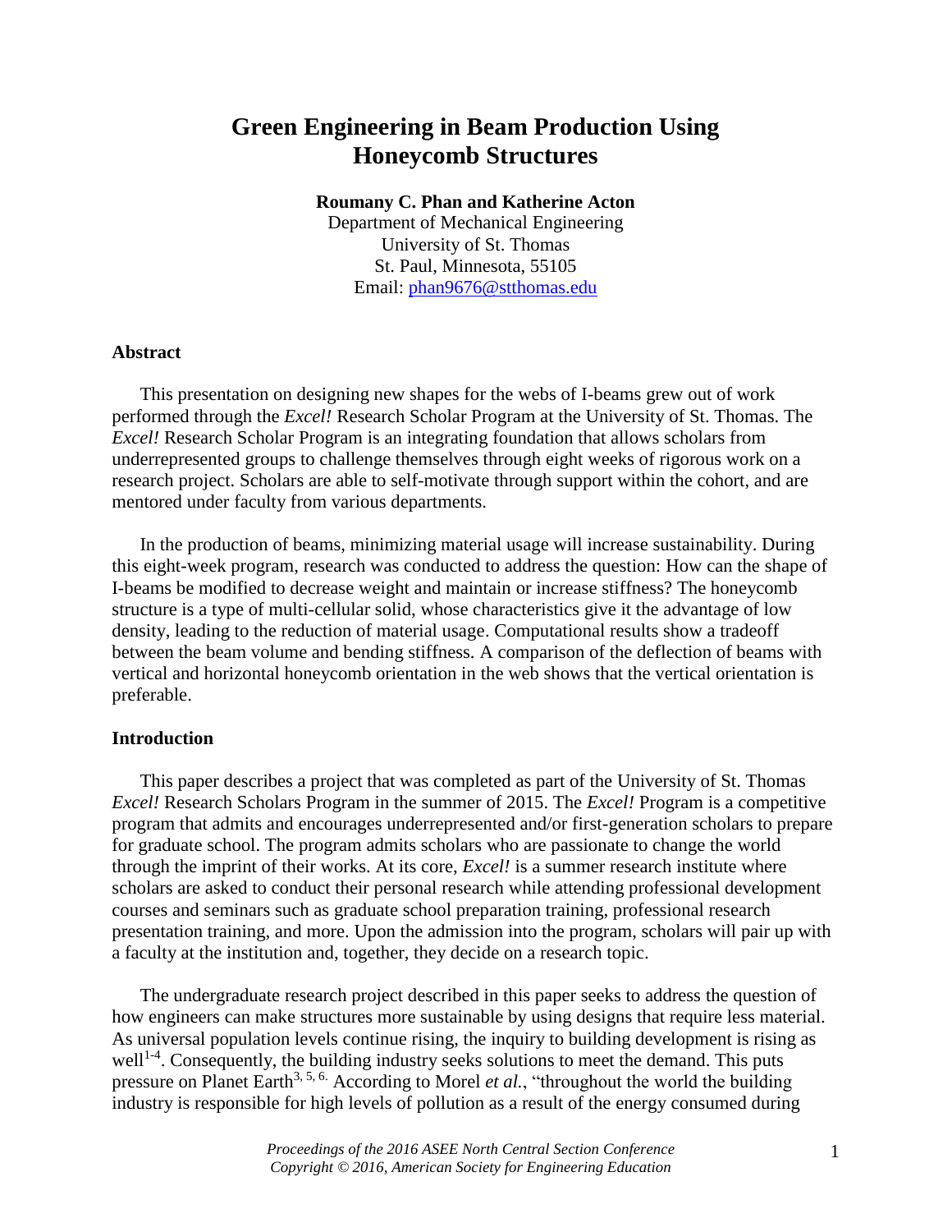# Green Engineering in Beam Production Using Honeycomb Structures

**Roumany C. Phan and Katherine Acton**
Department of Mechanical Engineering
University of St. Thomas
St. Paul, Minnesota, 55105
Email: phan9676@stthomas.edu

## Abstract

This presentation on designing new shapes for the webs of I-beams grew out of work performed through the *Excel!* Research Scholar Program at the University of St. Thomas. The *Excel!* Research Scholar Program is an integrating foundation that allows scholars from underrepresented groups to challenge themselves through eight weeks of rigorous work on a research project. Scholars are able to self-motivate through support within the cohort, and are mentored under faculty from various departments.

In the production of beams, minimizing material usage will increase sustainability. During this eight-week program, research was conducted to address the question: How can the shape of I-beams be modified to decrease weight and maintain or increase stiffness? The honeycomb structure is a type of multi-cellular solid, whose characteristics give it the advantage of low density, leading to the reduction of material usage. Computational results show a tradeoff between the beam volume and bending stiffness. A comparison of the deflection of beams with vertical and horizontal honeycomb orientation in the web shows that the vertical orientation is preferable.

## Introduction

This paper describes a project that was completed as part of the University of St. Thomas *Excel!* Research Scholars Program in the summer of 2015. The *Excel!* Program is a competitive program that admits and encourages underrepresented and/or first-generation scholars to prepare for graduate school. The program admits scholars who are passionate to change the world through the imprint of their works. At its core, *Excel!* is a summer research institute where scholars are asked to conduct their personal research while attending professional development courses and seminars such as graduate school preparation training, professional research presentation training, and more. Upon the admission into the program, scholars will pair up with a faculty at the institution and, together, they decide on a research topic.

The undergraduate research project described in this paper seeks to address the question of how engineers can make structures more sustainable by using designs that require less material. As universal population levels continue rising, the inquiry to building development is rising as well[1-4]. Consequently, the building industry seeks solutions to meet the demand. This puts pressure on Planet Earth[3, 5, 6]. According to Morel *et al.*, "throughout the world the building industry is responsible for high levels of pollution as a result of the energy consumed during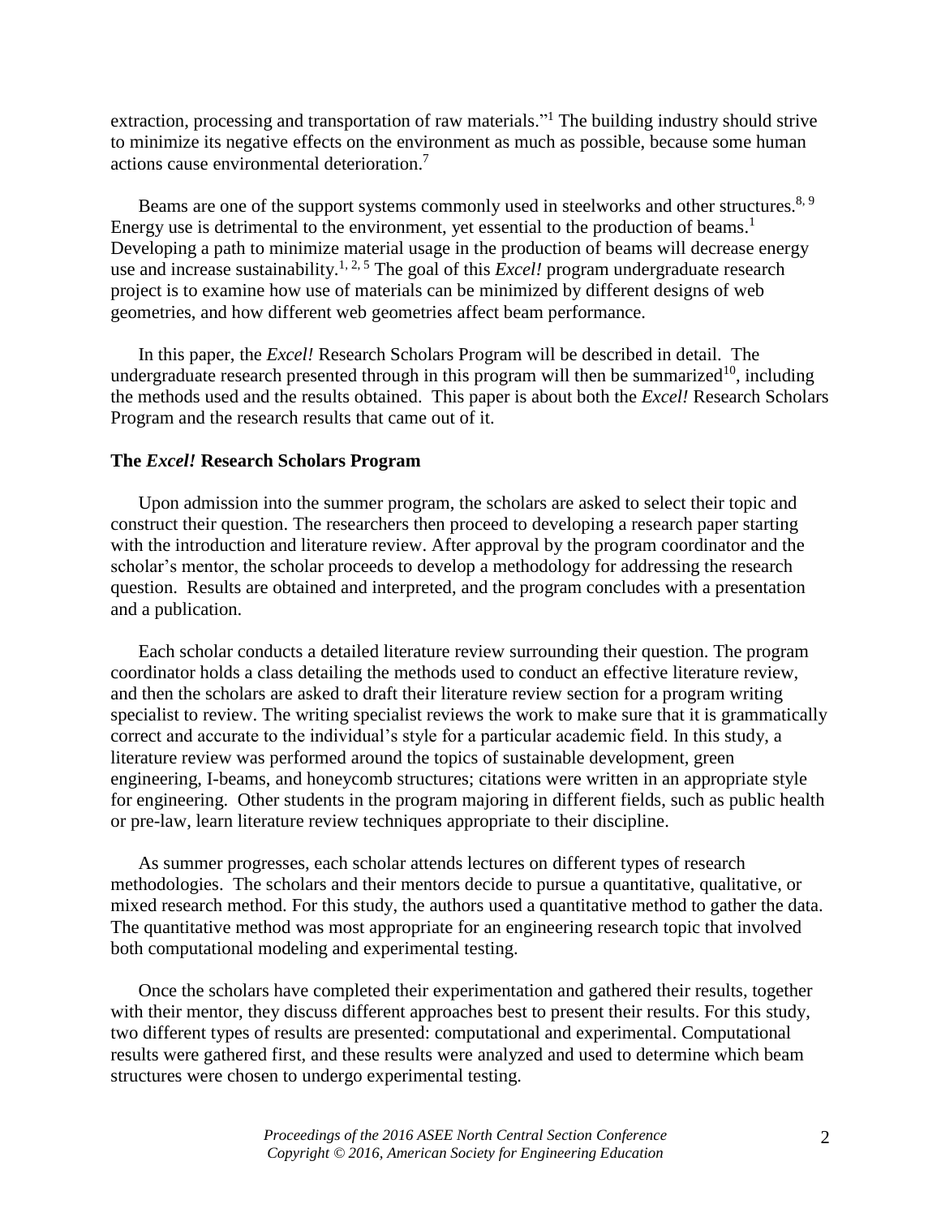extraction, processing and transportation of raw materials."[1] The building industry should strive to minimize its negative effects on the environment as much as possible, because some human actions cause environmental deterioration.[7]

Beams are one of the support systems commonly used in steelworks and other structures.[8, 9] Energy use is detrimental to the environment, yet essential to the production of beams.[1] Developing a path to minimize material usage in the production of beams will decrease energy use and increase sustainability.[1, 2, 5] The goal of this *Excel!* program undergraduate research project is to examine how use of materials can be minimized by different designs of web geometries, and how different web geometries affect beam performance.

In this paper, the *Excel!* Research Scholars Program will be described in detail. The undergraduate research presented through in this program will then be summarized[10], including the methods used and the results obtained. This paper is about both the *Excel!* Research Scholars Program and the research results that came out of it.

**The *Excel!* Research Scholars Program**

Upon admission into the summer program, the scholars are asked to select their topic and construct their question. The researchers then proceed to developing a research paper starting with the introduction and literature review. After approval by the program coordinator and the scholar's mentor, the scholar proceeds to develop a methodology for addressing the research question. Results are obtained and interpreted, and the program concludes with a presentation and a publication.

Each scholar conducts a detailed literature review surrounding their question. The program coordinator holds a class detailing the methods used to conduct an effective literature review, and then the scholars are asked to draft their literature review section for a program writing specialist to review. The writing specialist reviews the work to make sure that it is grammatically correct and accurate to the individual's style for a particular academic field. In this study, a literature review was performed around the topics of sustainable development, green engineering, I-beams, and honeycomb structures; citations were written in an appropriate style for engineering. Other students in the program majoring in different fields, such as public health or pre-law, learn literature review techniques appropriate to their discipline.

As summer progresses, each scholar attends lectures on different types of research methodologies. The scholars and their mentors decide to pursue a quantitative, qualitative, or mixed research method. For this study, the authors used a quantitative method to gather the data. The quantitative method was most appropriate for an engineering research topic that involved both computational modeling and experimental testing.

Once the scholars have completed their experimentation and gathered their results, together with their mentor, they discuss different approaches best to present their results. For this study, two different types of results are presented: computational and experimental. Computational results were gathered first, and these results were analyzed and used to determine which beam structures were chosen to undergo experimental testing.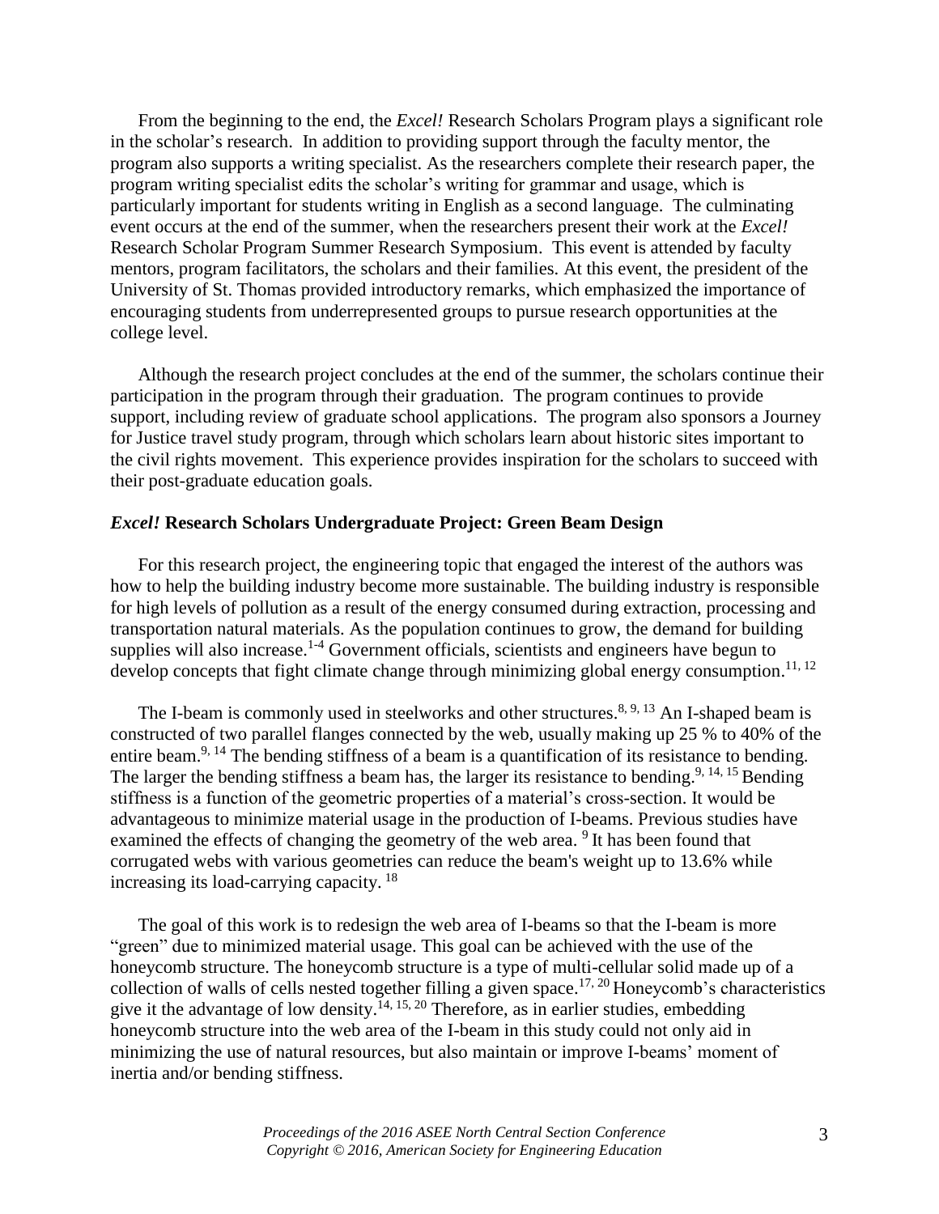From the beginning to the end, the *Excel!* Research Scholars Program plays a significant role in the scholar's research. In addition to providing support through the faculty mentor, the program also supports a writing specialist. As the researchers complete their research paper, the program writing specialist edits the scholar's writing for grammar and usage, which is particularly important for students writing in English as a second language. The culminating event occurs at the end of the summer, when the researchers present their work at the *Excel!* Research Scholar Program Summer Research Symposium. This event is attended by faculty mentors, program facilitators, the scholars and their families. At this event, the president of the University of St. Thomas provided introductory remarks, which emphasized the importance of encouraging students from underrepresented groups to pursue research opportunities at the college level.

Although the research project concludes at the end of the summer, the scholars continue their participation in the program through their graduation. The program continues to provide support, including review of graduate school applications. The program also sponsors a Journey for Justice travel study program, through which scholars learn about historic sites important to the civil rights movement. This experience provides inspiration for the scholars to succeed with their post-graduate education goals.

### ***Excel!* Research Scholars Undergraduate Project: Green Beam Design**

For this research project, the engineering topic that engaged the interest of the authors was how to help the building industry become more sustainable. The building industry is responsible for high levels of pollution as a result of the energy consumed during extraction, processing and transportation natural materials. As the population continues to grow, the demand for building supplies will also increase.[1-4] Government officials, scientists and engineers have begun to develop concepts that fight climate change through minimizing global energy consumption.[11, 12]

The I-beam is commonly used in steelworks and other structures.[8, 9, 13] An I-shaped beam is constructed of two parallel flanges connected by the web, usually making up 25 % to 40% of the entire beam.[9, 14] The bending stiffness of a beam is a quantification of its resistance to bending. The larger the bending stiffness a beam has, the larger its resistance to bending.[9, 14, 15] Bending stiffness is a function of the geometric properties of a material's cross-section. It would be advantageous to minimize material usage in the production of I-beams. Previous studies have examined the effects of changing the geometry of the web area. [9] It has been found that corrugated webs with various geometries can reduce the beam's weight up to 13.6% while increasing its load-carrying capacity. [18]

The goal of this work is to redesign the web area of I-beams so that the I-beam is more "green" due to minimized material usage. This goal can be achieved with the use of the honeycomb structure. The honeycomb structure is a type of multi-cellular solid made up of a collection of walls of cells nested together filling a given space.[17, 20] Honeycomb's characteristics give it the advantage of low density.[14, 15, 20] Therefore, as in earlier studies, embedding honeycomb structure into the web area of the I-beam in this study could not only aid in minimizing the use of natural resources, but also maintain or improve I-beams' moment of inertia and/or bending stiffness.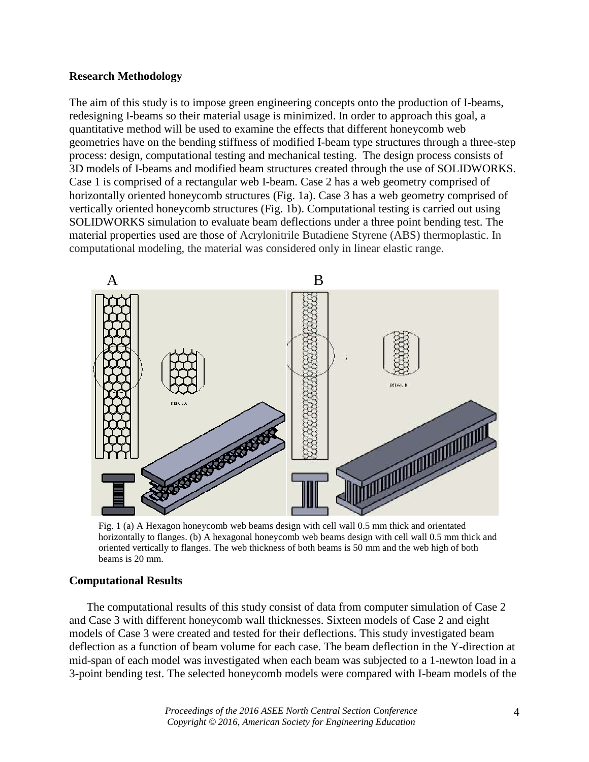**Research Methodology**

The aim of this study is to impose green engineering concepts onto the production of I-beams, redesigning I-beams so their material usage is minimized. In order to approach this goal, a quantitative method will be used to examine the effects that different honeycomb web geometries have on the bending stiffness of modified I-beam type structures through a three-step process: design, computational testing and mechanical testing. The design process consists of 3D models of I-beams and modified beam structures created through the use of SOLIDWORKS. Case 1 is comprised of a rectangular web I-beam. Case 2 has a web geometry comprised of horizontally oriented honeycomb structures (Fig. 1a). Case 3 has a web geometry comprised of vertically oriented honeycomb structures (Fig. 1b). Computational testing is carried out using SOLIDWORKS simulation to evaluate beam deflections under a three point bending test. The material properties used are those of Acrylonitrile Butadiene Styrene (ABS) thermoplastic. In computational modeling, the material was considered only in linear elastic range.

Fig. 1 (a) A Hexagon honeycomb web beams design with cell wall 0.5 mm thick and orientated horizontally to flanges. (b) A hexagonal honeycomb web beams design with cell wall 0.5 mm thick and oriented vertically to flanges. The web thickness of both beams is 50 mm and the web high of both beams is 20 mm.

**Computational Results**

The computational results of this study consist of data from computer simulation of Case 2 and Case 3 with different honeycomb wall thicknesses. Sixteen models of Case 2 and eight models of Case 3 were created and tested for their deflections. This study investigated beam deflection as a function of beam volume for each case. The beam deflection in the Y-direction at mid-span of each model was investigated when each beam was subjected to a 1-newton load in a 3-point bending test. The selected honeycomb models were compared with I-beam models of the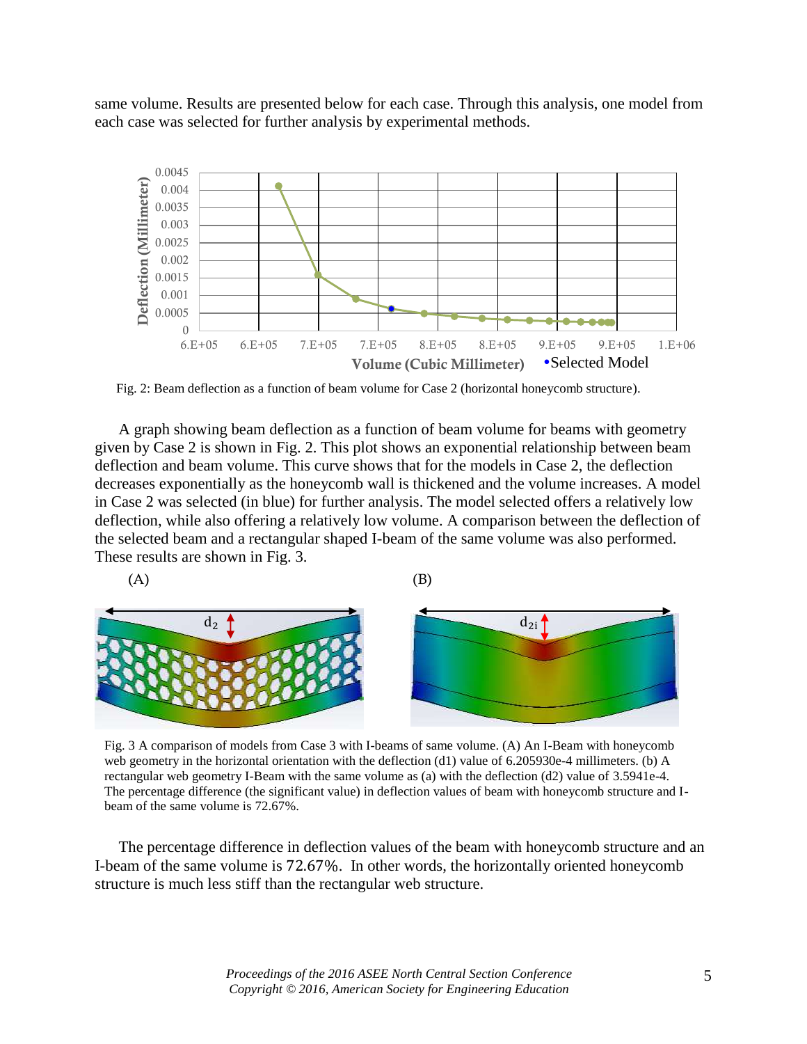same volume. Results are presented below for each case. Through this analysis, one model from each case was selected for further analysis by experimental methods.

Fig. 2: Beam deflection as a function of beam volume for Case 2 (horizontal honeycomb structure).

A graph showing beam deflection as a function of beam volume for beams with geometry given by Case 2 is shown in Fig. 2. This plot shows an exponential relationship between beam deflection and beam volume. This curve shows that for the models in Case 2, the deflection decreases exponentially as the honeycomb wall is thickened and the volume increases. A model in Case 2 was selected (in blue) for further analysis. The model selected offers a relatively low deflection, while also offering a relatively low volume. A comparison between the deflection of the selected beam and a rectangular shaped I-beam of the same volume was also performed. These results are shown in Fig. 3.

Fig. 3 A comparison of models from Case 3 with I-beams of same volume. (A) An I-Beam with honeycomb web geometry in the horizontal orientation with the deflection (d1) value of 6.205930e-4 millimeters. (b) A rectangular web geometry I-Beam with the same volume as (a) with the deflection (d2) value of 3.5941e-4. The percentage difference (the significant value) in deflection values of beam with honeycomb structure and I-beam of the same volume is 72.67%.

The percentage difference in deflection values of the beam with honeycomb structure and an I-beam of the same volume is 72.67%. In other words, the horizontally oriented honeycomb structure is much less stiff than the rectangular web structure.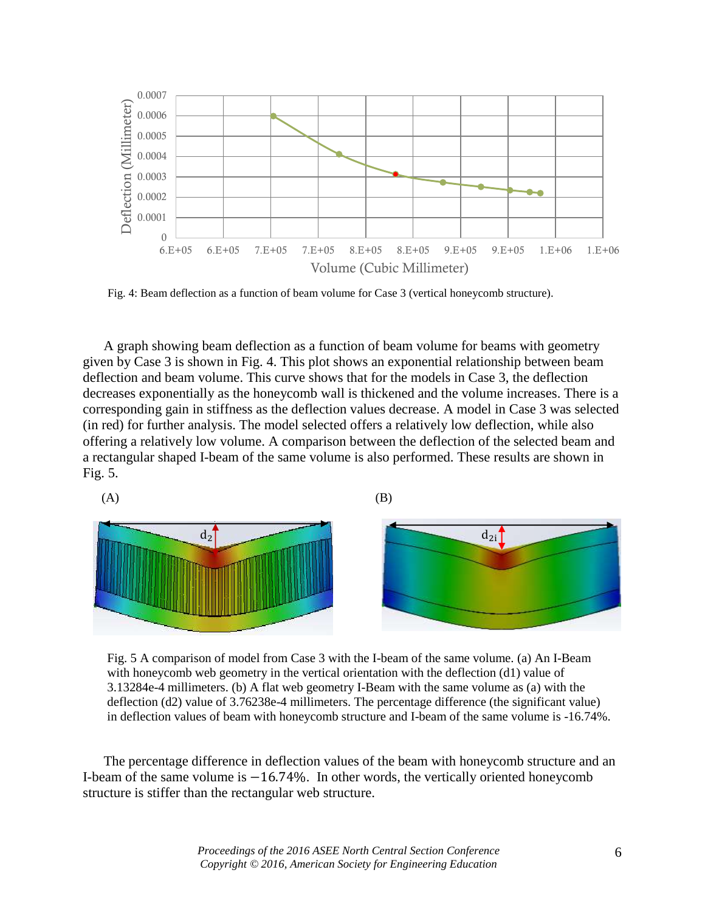Fig. 4: Beam deflection as a function of beam volume for Case 3 (vertical honeycomb structure).

A graph showing beam deflection as a function of beam volume for beams with geometry given by Case 3 is shown in Fig. 4. This plot shows an exponential relationship between beam deflection and beam volume. This curve shows that for the models in Case 3, the deflection decreases exponentially as the honeycomb wall is thickened and the volume increases. There is a corresponding gain in stiffness as the deflection values decrease. A model in Case 3 was selected (in red) for further analysis. The model selected offers a relatively low deflection, while also offering a relatively low volume. A comparison between the deflection of the selected beam and a rectangular shaped I-beam of the same volume is also performed. These results are shown in Fig. 5.

Fig. 5 A comparison of model from Case 3 with the I-beam of the same volume. (a) An I-Beam with honeycomb web geometry in the vertical orientation with the deflection (d1) value of 3.13284e-4 millimeters. (b) A flat web geometry I-Beam with the same volume as (a) with the deflection (d2) value of 3.76238e-4 millimeters. The percentage difference (the significant value) in deflection values of beam with honeycomb structure and I-beam of the same volume is -16.74%.

The percentage difference in deflection values of the beam with honeycomb structure and an I-beam of the same volume is $-16.74\%$. In other words, the vertically oriented honeycomb structure is stiffer than the rectangular web structure.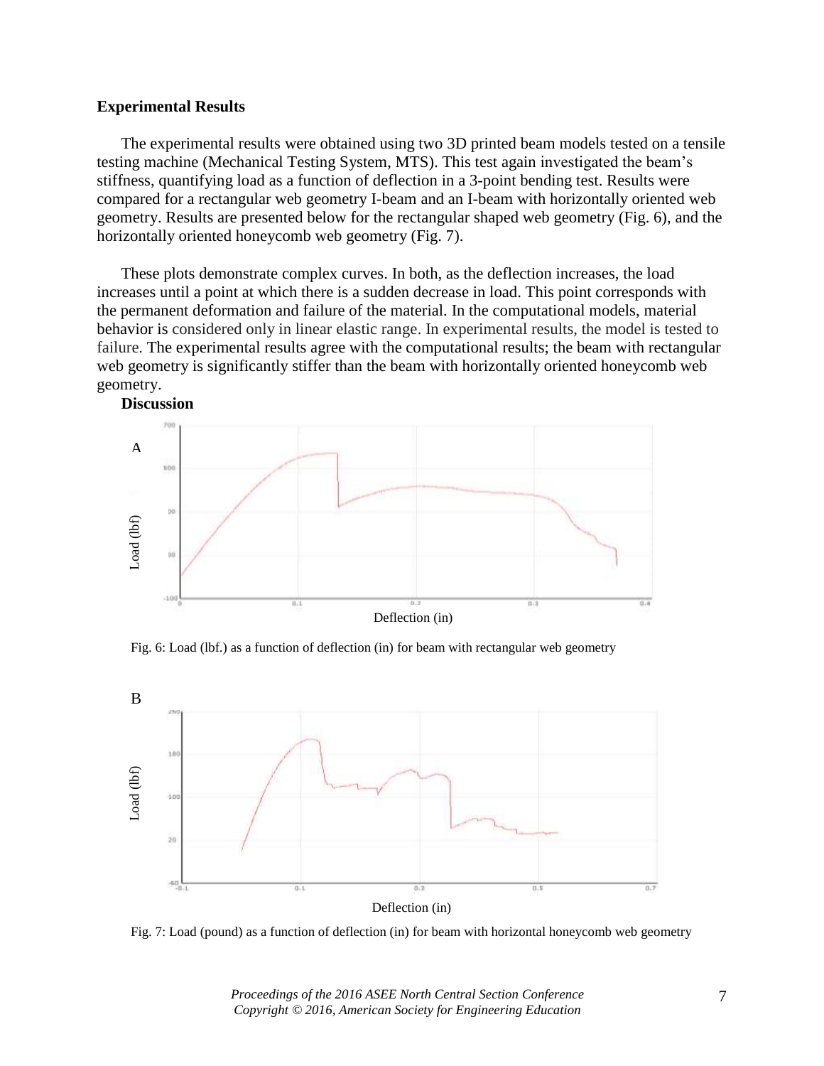## Experimental Results

The experimental results were obtained using two 3D printed beam models tested on a tensile testing machine (Mechanical Testing System, MTS). This test again investigated the beam's stiffness, quantifying load as a function of deflection in a 3-point bending test. Results were compared for a rectangular web geometry I-beam and an I-beam with horizontally oriented web geometry. Results are presented below for the rectangular shaped web geometry (Fig. 6), and the horizontally oriented honeycomb web geometry (Fig. 7).

These plots demonstrate complex curves. In both, as the deflection increases, the load increases until a point at which there is a sudden decrease in load. This point corresponds with the permanent deformation and failure of the material. In the computational models, material behavior is considered only in linear elastic range. In experimental results, the model is tested to failure. The experimental results agree with the computational results; the beam with rectangular web geometry is significantly stiffer than the beam with horizontally oriented honeycomb web geometry.

**Discussion**

Fig. 6: Load (lbf.) as a function of deflection (in) for beam with rectangular web geometry

Fig. 7: Load (pound) as a function of deflection (in) for beam with horizontal honeycomb web geometry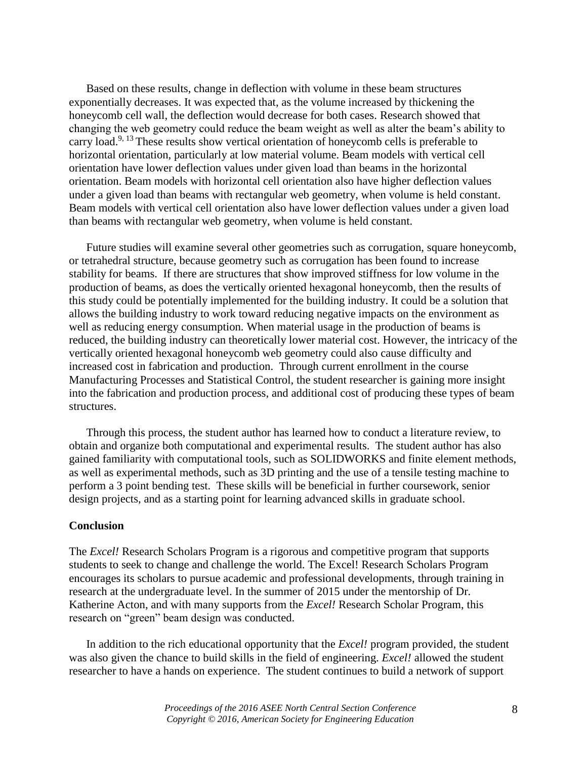Based on these results, change in deflection with volume in these beam structures exponentially decreases. It was expected that, as the volume increased by thickening the honeycomb cell wall, the deflection would decrease for both cases. Research showed that changing the web geometry could reduce the beam weight as well as alter the beam's ability to carry load.[9, 13] These results show vertical orientation of honeycomb cells is preferable to horizontal orientation, particularly at low material volume. Beam models with vertical cell orientation have lower deflection values under given load than beams in the horizontal orientation. Beam models with horizontal cell orientation also have higher deflection values under a given load than beams with rectangular web geometry, when volume is held constant. Beam models with vertical cell orientation also have lower deflection values under a given load than beams with rectangular web geometry, when volume is held constant.

Future studies will examine several other geometries such as corrugation, square honeycomb, or tetrahedral structure, because geometry such as corrugation has been found to increase stability for beams. If there are structures that show improved stiffness for low volume in the production of beams, as does the vertically oriented hexagonal honeycomb, then the results of this study could be potentially implemented for the building industry. It could be a solution that allows the building industry to work toward reducing negative impacts on the environment as well as reducing energy consumption. When material usage in the production of beams is reduced, the building industry can theoretically lower material cost. However, the intricacy of the vertically oriented hexagonal honeycomb web geometry could also cause difficulty and increased cost in fabrication and production. Through current enrollment in the course Manufacturing Processes and Statistical Control, the student researcher is gaining more insight into the fabrication and production process, and additional cost of producing these types of beam structures.

Through this process, the student author has learned how to conduct a literature review, to obtain and organize both computational and experimental results. The student author has also gained familiarity with computational tools, such as SOLIDWORKS and finite element methods, as well as experimental methods, such as 3D printing and the use of a tensile testing machine to perform a 3 point bending test. These skills will be beneficial in further coursework, senior design projects, and as a starting point for learning advanced skills in graduate school.

## Conclusion

The *Excel!* Research Scholars Program is a rigorous and competitive program that supports students to seek to change and challenge the world. The Excel! Research Scholars Program encourages its scholars to pursue academic and professional developments, through training in research at the undergraduate level. In the summer of 2015 under the mentorship of Dr. Katherine Acton, and with many supports from the *Excel!* Research Scholar Program, this research on "green" beam design was conducted.

In addition to the rich educational opportunity that the *Excel!* program provided, the student was also given the chance to build skills in the field of engineering. *Excel!* allowed the student researcher to have a hands on experience. The student continues to build a network of support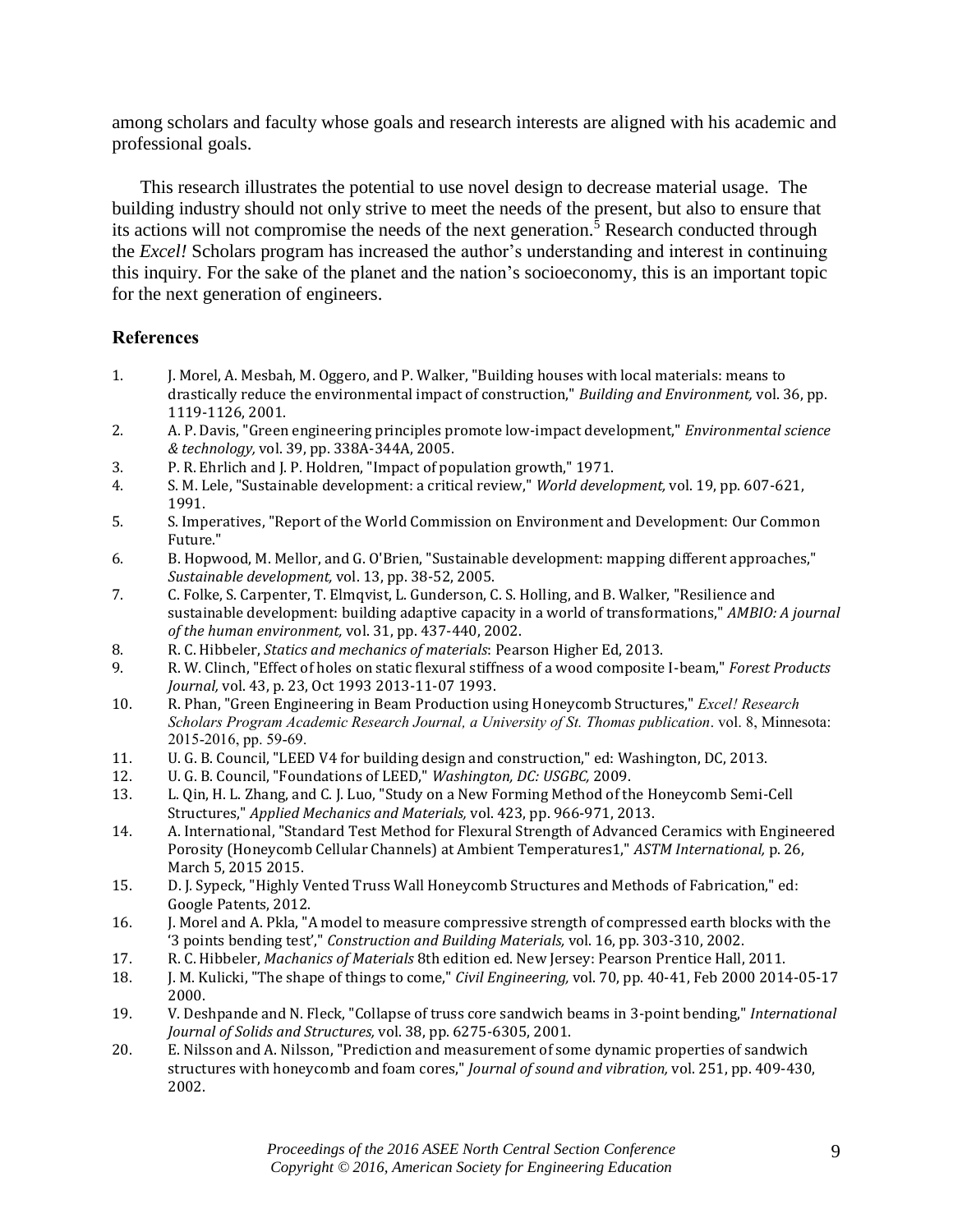among scholars and faculty whose goals and research interests are aligned with his academic and professional goals.

This research illustrates the potential to use novel design to decrease material usage. The building industry should not only strive to meet the needs of the present, but also to ensure that its actions will not compromise the needs of the next generation.[5] Research conducted through the *Excel!* Scholars program has increased the author's understanding and interest in continuing this inquiry. For the sake of the planet and the nation's socioeconomy, this is an important topic for the next generation of engineers.

## References

1. J. Morel, A. Mesbah, M. Oggero, and P. Walker, "Building houses with local materials: means to drastically reduce the environmental impact of construction," *Building and Environment,* vol. 36, pp. 1119-1126, 2001.
2. A. P. Davis, "Green engineering principles promote low-impact development," *Environmental science & technology,* vol. 39, pp. 338A-344A, 2005.
3. P. R. Ehrlich and J. P. Holdren, "Impact of population growth," 1971.
4. S. M. Lele, "Sustainable development: a critical review," *World development,* vol. 19, pp. 607-621, 1991.
5. S. Imperatives, "Report of the World Commission on Environment and Development: Our Common Future."
6. B. Hopwood, M. Mellor, and G. O'Brien, "Sustainable development: mapping different approaches," *Sustainable development,* vol. 13, pp. 38-52, 2005.
7. C. Folke, S. Carpenter, T. Elmqvist, L. Gunderson, C. S. Holling, and B. Walker, "Resilience and sustainable development: building adaptive capacity in a world of transformations," *AMBIO: A journal of the human environment,* vol. 31, pp. 437-440, 2002.
8. R. C. Hibbeler, *Statics and mechanics of materials*: Pearson Higher Ed, 2013.
9. R. W. Clinch, "Effect of holes on static flexural stiffness of a wood composite I-beam," *Forest Products Journal,* vol. 43, p. 23, Oct 1993 2013-11-07 1993.
10. R. Phan, "Green Engineering in Beam Production using Honeycomb Structures," *Excel! Research Scholars Program Academic Research Journal, a University of St. Thomas publication*. vol. 8, Minnesota: 2015-2016, pp. 59-69.
11. U. G. B. Council, "LEED V4 for building design and construction," ed: Washington, DC, 2013.
12. U. G. B. Council, "Foundations of LEED," *Washington, DC: USGBC,* 2009.
13. L. Qin, H. L. Zhang, and C. J. Luo, "Study on a New Forming Method of the Honeycomb Semi-Cell Structures," *Applied Mechanics and Materials,* vol. 423, pp. 966-971, 2013.
14. A. International, "Standard Test Method for Flexural Strength of Advanced Ceramics with Engineered Porosity (Honeycomb Cellular Channels) at Ambient Temperatures1," *ASTM International,* p. 26, March 5, 2015 2015.
15. D. J. Sypeck, "Highly Vented Truss Wall Honeycomb Structures and Methods of Fabrication," ed: Google Patents, 2012.
16. J. Morel and A. Pkla, "A model to measure compressive strength of compressed earth blocks with the '3 points bending test'," *Construction and Building Materials,* vol. 16, pp. 303-310, 2002.
17. R. C. Hibbeler, *Machanics of Materials* 8th edition ed. New Jersey: Pearson Prentice Hall, 2011.
18. J. M. Kulicki, "The shape of things to come," *Civil Engineering,* vol. 70, pp. 40-41, Feb 2000 2014-05-17 2000.
19. V. Deshpande and N. Fleck, "Collapse of truss core sandwich beams in 3-point bending," *International Journal of Solids and Structures,* vol. 38, pp. 6275-6305, 2001.
20. E. Nilsson and A. Nilsson, "Prediction and measurement of some dynamic properties of sandwich structures with honeycomb and foam cores," *Journal of sound and vibration,* vol. 251, pp. 409-430, 2002.